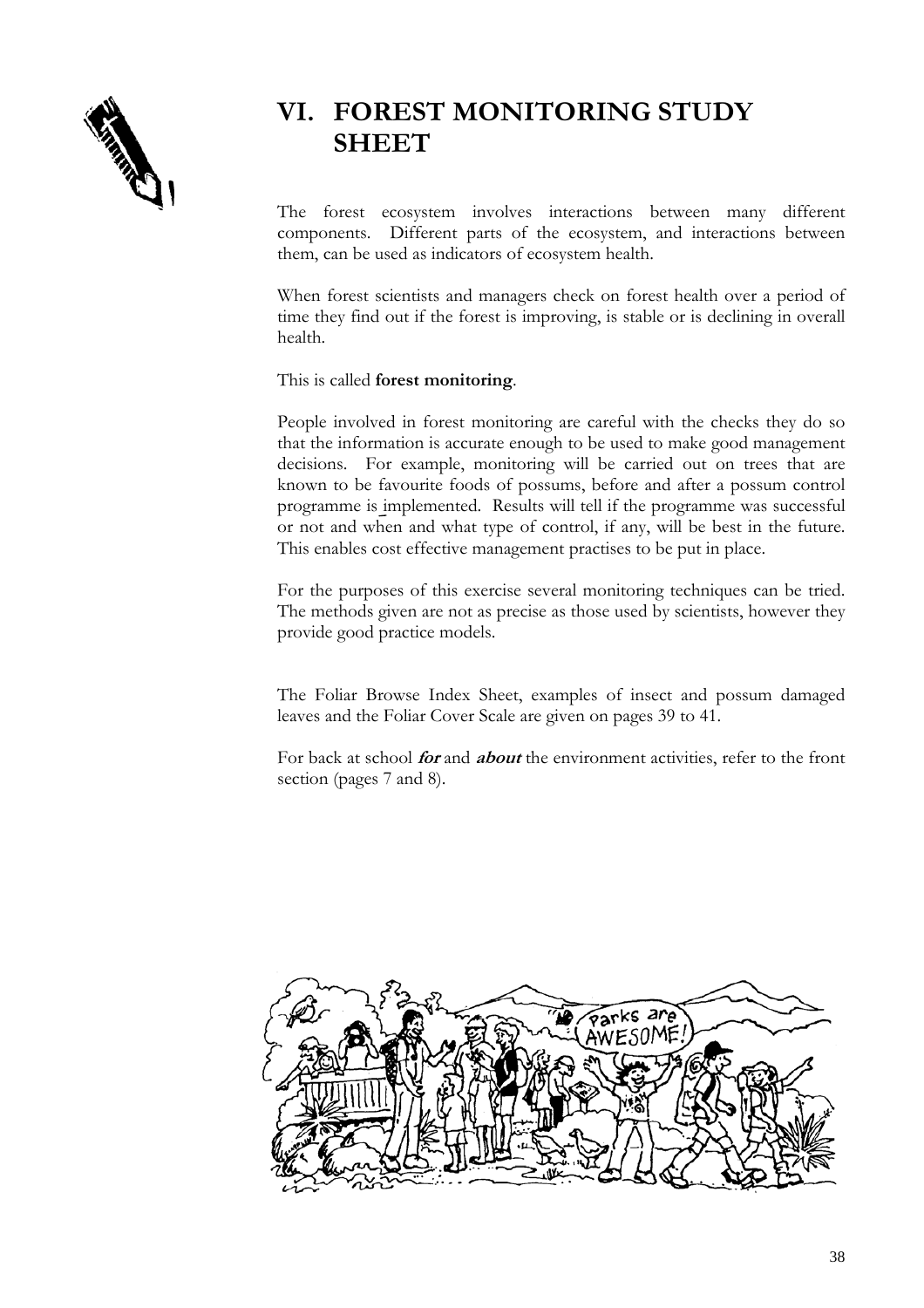# VI. FOREST MONITORING STUDY SHEET

The forest ecosystem involves interactions between many different components. Different parts of the ecosystem, and interactions between them, can be used as indicators of ecosystem health.

When forest scientists and managers check on forest health over a period of time they find out if the forest is improving, is stable or is declining in overall health.

This is called **forest monitoring**.

People involved in forest monitoring are careful with the checks they do so that the information is accurate enough to be used to make good management decisions. For example, monitoring will be carried out on trees that are known to be favourite foods of possums, before and after a possum control programme is implemented. Results will tell if the programme was successful or not and when and what type of control, if any, will be best in the future. This enables cost effective management practises to be put in place.

For the purposes of this exercise several monitoring techniques can be tried. The methods given are not as precise as those used by scientists, however they provide good practice models.

The Foliar Browse Index Sheet, examples of insect and possum damaged leaves and the Foliar Cover Scale are given on pages 39 to 41.

For back at school ***for*** and ***about*** the environment activities, refer to the front section (pages 7 and 8).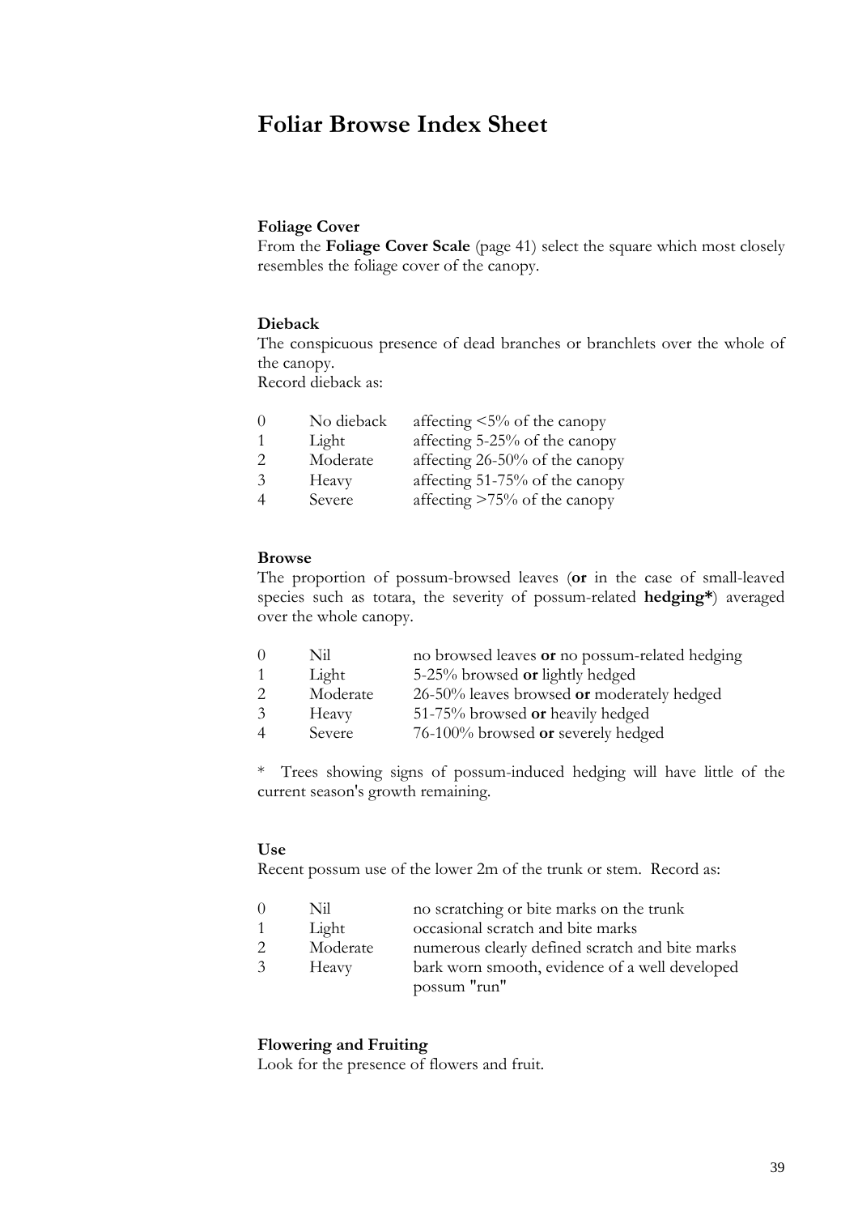# Foliar Browse Index Sheet

**Foliage Cover**

From the **Foliage Cover Scale** (page 41) select the square which most closely resembles the foliage cover of the canopy.

**Dieback**

The conspicuous presence of dead branches or branchlets over the whole of the canopy.
Record dieback as:

| | | |
|---|---|---|
| 0 | No dieback | affecting <5% of the canopy |
| 1 | Light | affecting 5-25% of the canopy |
| 2 | Moderate | affecting 26-50% of the canopy |
| 3 | Heavy | affecting 51-75% of the canopy |
| 4 | Severe | affecting >75% of the canopy |

**Browse**

The proportion of possum-browsed leaves (**or** in the case of small-leaved species such as totara, the severity of possum-related **hedging***) averaged over the whole canopy.

| | | |
|---|---|---|
| 0 | Nil | no browsed leaves **or** no possum-related hedging |
| 1 | Light | 5-25% browsed **or** lightly hedged |
| 2 | Moderate | 26-50% leaves browsed **or** moderately hedged |
| 3 | Heavy | 51-75% browsed **or** heavily hedged |
| 4 | Severe | 76-100% browsed **or** severely hedged |

* Trees showing signs of possum-induced hedging will have little of the current season's growth remaining.

**Use**

Recent possum use of the lower 2m of the trunk or stem. Record as:

| | | |
|---|---|---|
| 0 | Nil | no scratching or bite marks on the trunk |
| 1 | Light | occasional scratch and bite marks |
| 2 | Moderate | numerous clearly defined scratch and bite marks |
| 3 | Heavy | bark worn smooth, evidence of a well developed possum "run" |

**Flowering and Fruiting**

Look for the presence of flowers and fruit.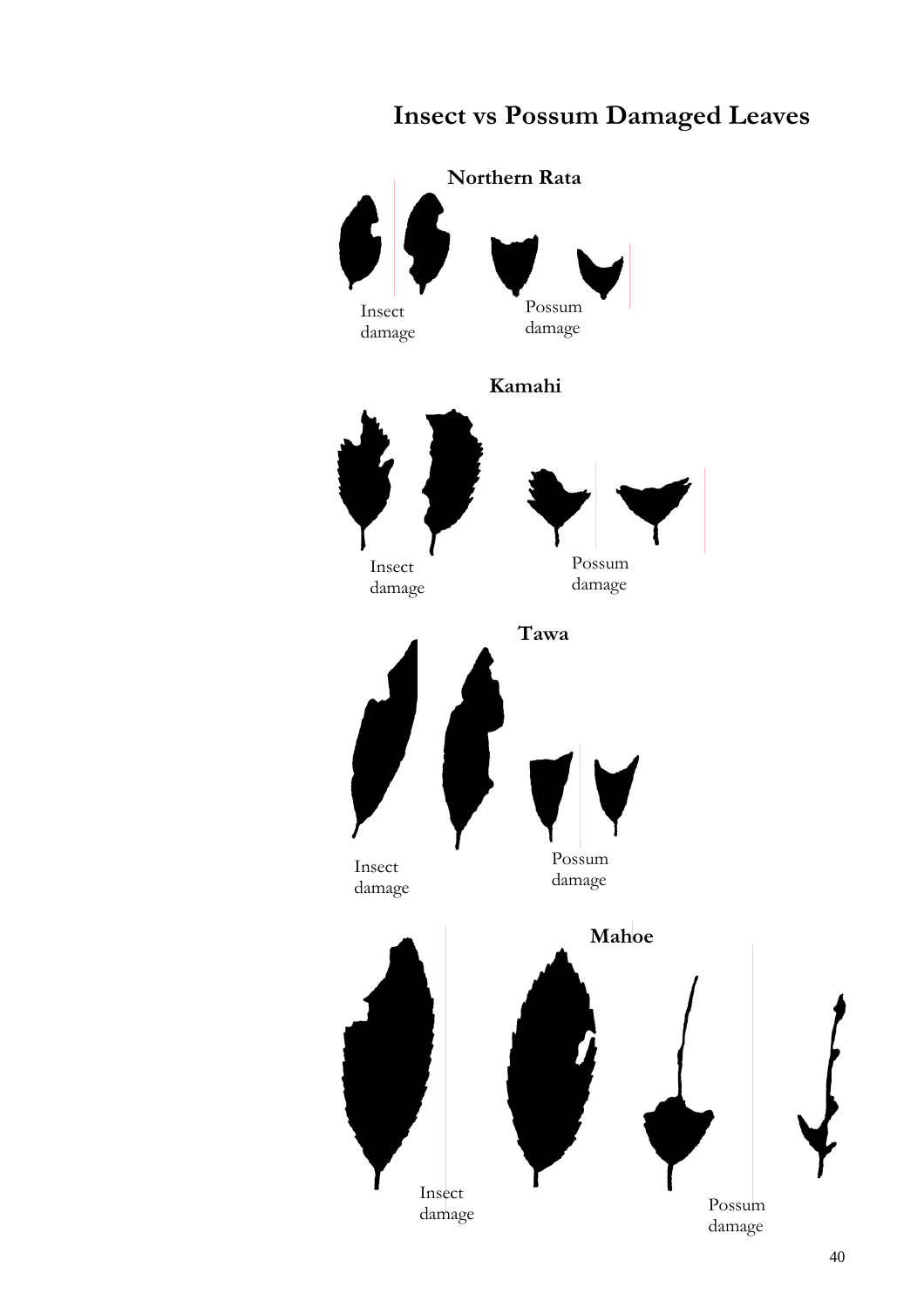# Insect vs Possum Damaged Leaves

**Northern Rata**

Insect damage

Possum damage

**Kamahi**

Insect damage

Possum damage

**Tawa**

Insect damage

Possum damage

**Mahoe**

Insect damage

Possum damage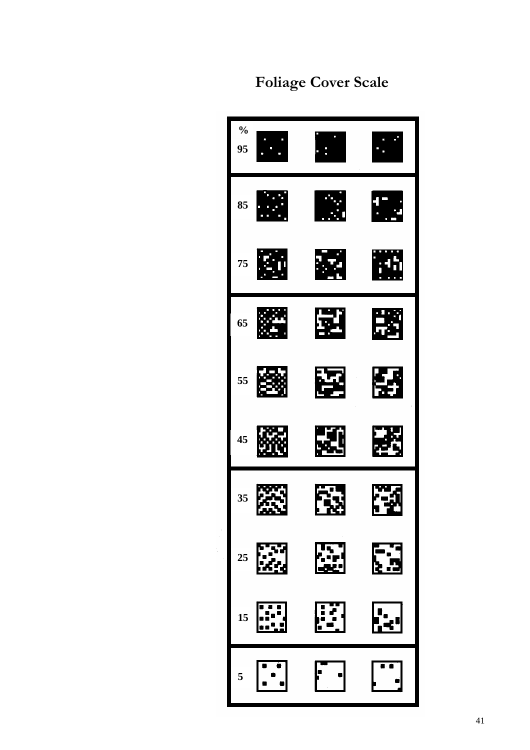# Foliage Cover Scale

%

95

85

75

65

55

45

35

25

15

5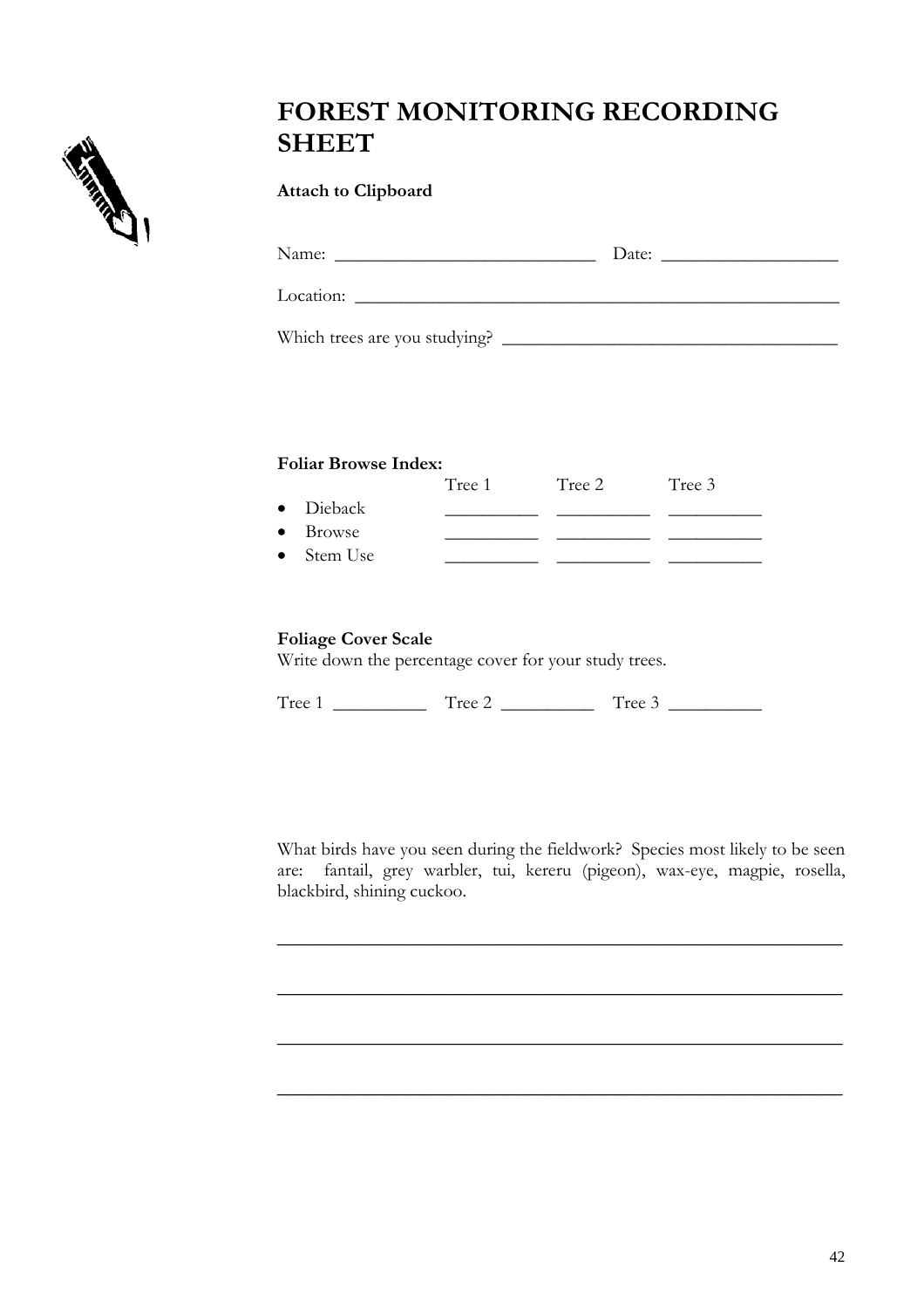# FOREST MONITORING RECORDING SHEET

**Attach to Clipboard**

Name: ____________________________ Date: ___________________

Location: ____________________________________________________

Which trees are you studying? ___________________________________

**Foliar Browse Index:**

| | Tree 1 | Tree 2 | Tree 3 |
|---|---|---|---|
| • Dieback | __________ | __________ | __________ |
| • Browse | __________ | __________ | __________ |
| • Stem Use | __________ | __________ | __________ |

**Foliage Cover Scale**

Write down the percentage cover for your study trees.

Tree 1 __________ Tree 2 __________ Tree 3 __________

What birds have you seen during the fieldwork? Species most likely to be seen are: fantail, grey warbler, tui, kereru (pigeon), wax-eye, magpie, rosella, blackbird, shining cuckoo.

____________________________________________________________

____________________________________________________________

____________________________________________________________

____________________________________________________________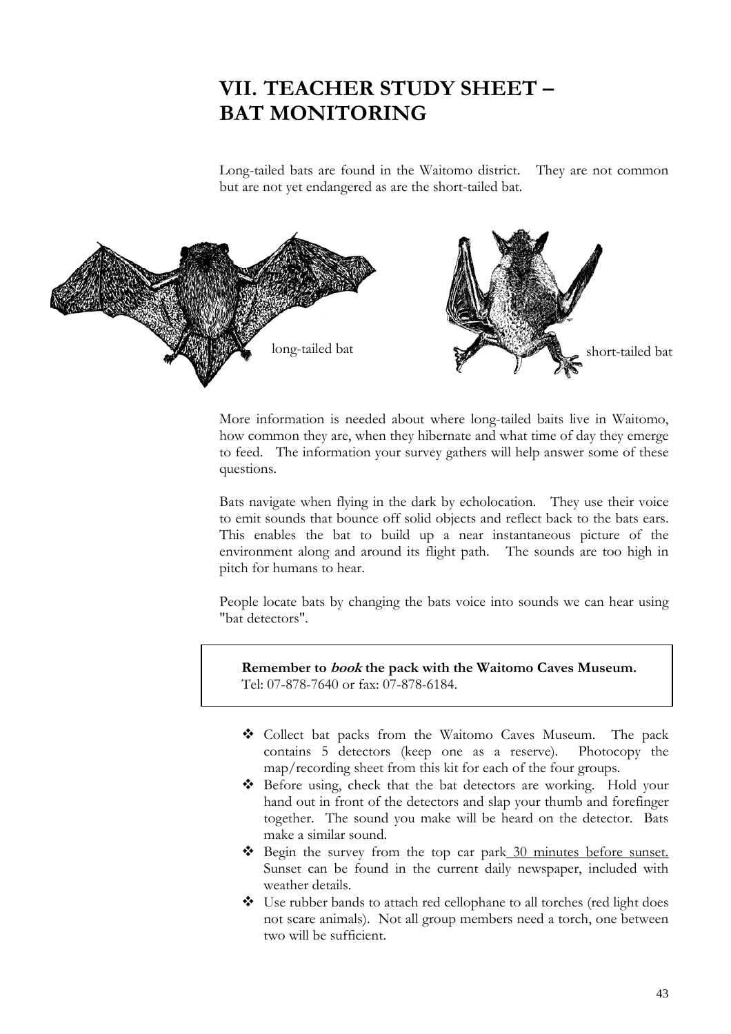# VII. TEACHER STUDY SHEET – BAT MONITORING

Long-tailed bats are found in the Waitomo district. They are not common but are not yet endangered as are the short-tailed bat.

long-tailed bat

short-tailed bat

More information is needed about where long-tailed baits live in Waitomo, how common they are, when they hibernate and what time of day they emerge to feed. The information your survey gathers will help answer some of these questions.

Bats navigate when flying in the dark by echolocation. They use their voice to emit sounds that bounce off solid objects and reflect back to the bats ears. This enables the bat to build up a near instantaneous picture of the environment along and around its flight path. The sounds are too high in pitch for humans to hear.

People locate bats by changing the bats voice into sounds we can hear using "bat detectors".

> **Remember to *book* the pack with the Waitomo Caves Museum.**
> Tel: 07-878-7640 or fax: 07-878-6184.

- Collect bat packs from the Waitomo Caves Museum. The pack contains 5 detectors (keep one as a reserve). Photocopy the map/recording sheet from this kit for each of the four groups.
- Before using, check that the bat detectors are working. Hold your hand out in front of the detectors and slap your thumb and forefinger together. The sound you make will be heard on the detector. Bats make a similar sound.
- Begin the survey from the top car park 30 minutes before sunset. Sunset can be found in the current daily newspaper, included with weather details.
- Use rubber bands to attach red cellophane to all torches (red light does not scare animals). Not all group members need a torch, one between two will be sufficient.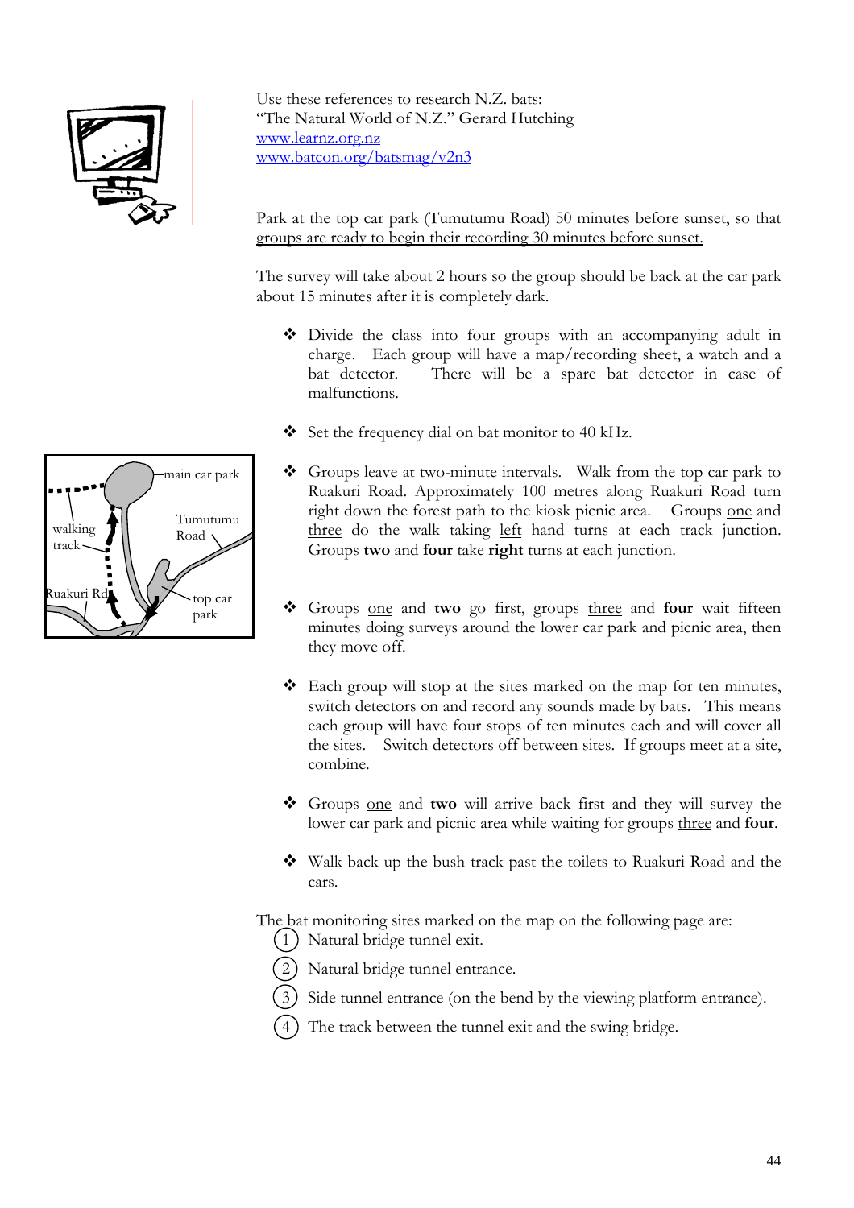Use these references to research N.Z. bats:
"The Natural World of N.Z." Gerard Hutching
www.learnz.org.nz
www.batcon.org/batsmag/v2n3

Park at the top car park (Tumutumu Road) <u>50 minutes before sunset, so that groups are ready to begin their recording 30 minutes before sunset.</u>

The survey will take about 2 hours so the group should be back at the car park about 15 minutes after it is completely dark.

- Divide the class into four groups with an accompanying adult in charge. Each group will have a map/recording sheet, a watch and a bat detector. There will be a spare bat detector in case of malfunctions.
- Set the frequency dial on bat monitor to 40 kHz.
- Groups leave at two-minute intervals. Walk from the top car park to Ruakuri Road. Approximately 100 metres along Ruakuri Road turn right down the forest path to the kiosk picnic area. Groups <u>one</u> and <u>three</u> do the walk taking <u>left</u> hand turns at each track junction. Groups **two** and **four** take **right** turns at each junction.
- Groups <u>one</u> and **two** go first, groups <u>three</u> and **four** wait fifteen minutes doing surveys around the lower car park and picnic area, then they move off.
- Each group will stop at the sites marked on the map for ten minutes, switch detectors on and record any sounds made by bats. This means each group will have four stops of ten minutes each and will cover all the sites. Switch detectors off between sites. If groups meet at a site, combine.
- Groups <u>one</u> and **two** will arrive back first and they will survey the lower car park and picnic area while waiting for groups <u>three</u> and **four**.
- Walk back up the bush track past the toilets to Ruakuri Road and the cars.

The bat monitoring sites marked on the map on the following page are:

1. Natural bridge tunnel exit.
2. Natural bridge tunnel entrance.
3. Side tunnel entrance (on the bend by the viewing platform entrance).
4. The track between the tunnel exit and the swing bridge.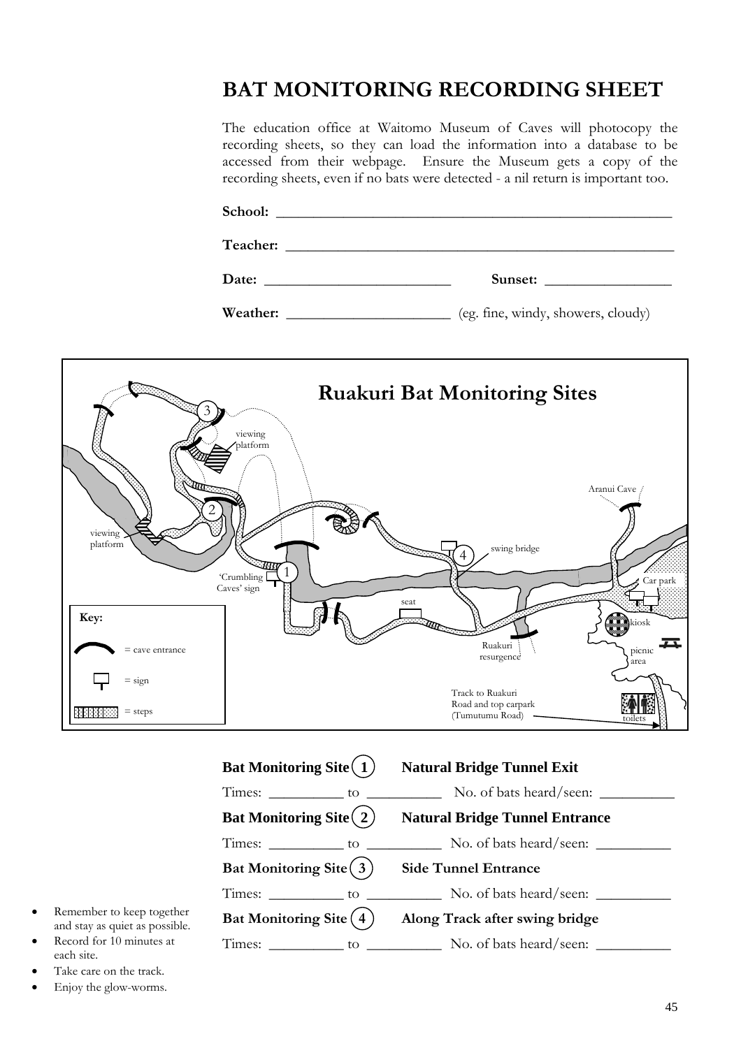# BAT MONITORING RECORDING SHEET

The education office at Waitomo Museum of Caves will photocopy the recording sheets, so they can load the information into a database to be accessed from their webpage. Ensure the Museum gets a copy of the recording sheets, even if no bats were detected - a nil return is important too.

**School:** ______________________________________________

**Teacher:** _____________________________________________

**Date:** ______________________ **Sunset:** _______________

**Weather:** ___________________ (eg. fine, windy, showers, cloudy)

## Ruakuri Bat Monitoring Sites

3
viewing platform
2
viewing platform
'Crumbling Caves' sign
1
seat
4
swing bridge
Aranui Cave
Car park
kiosk
picnic area
Ruakuri resurgence
Track to Ruakuri Road and top carpark (Tumutumu Road)
toilets

Key:
= cave entrance
= sign
= steps

**Bat Monitoring Site (1) Natural Bridge Tunnel Exit**

Times: __________ to __________ No. of bats heard/seen: __________

**Bat Monitoring Site (2) Natural Bridge Tunnel Entrance**

Times: __________ to __________ No. of bats heard/seen: __________

**Bat Monitoring Site (3) Side Tunnel Entrance**

Times: __________ to __________ No. of bats heard/seen: __________

**Bat Monitoring Site (4) Along Track after swing bridge**

Times: __________ to __________ No. of bats heard/seen: __________

- Remember to keep together and stay as quiet as possible.
- Record for 10 minutes at each site.
- Take care on the track.
- Enjoy the glow-worms.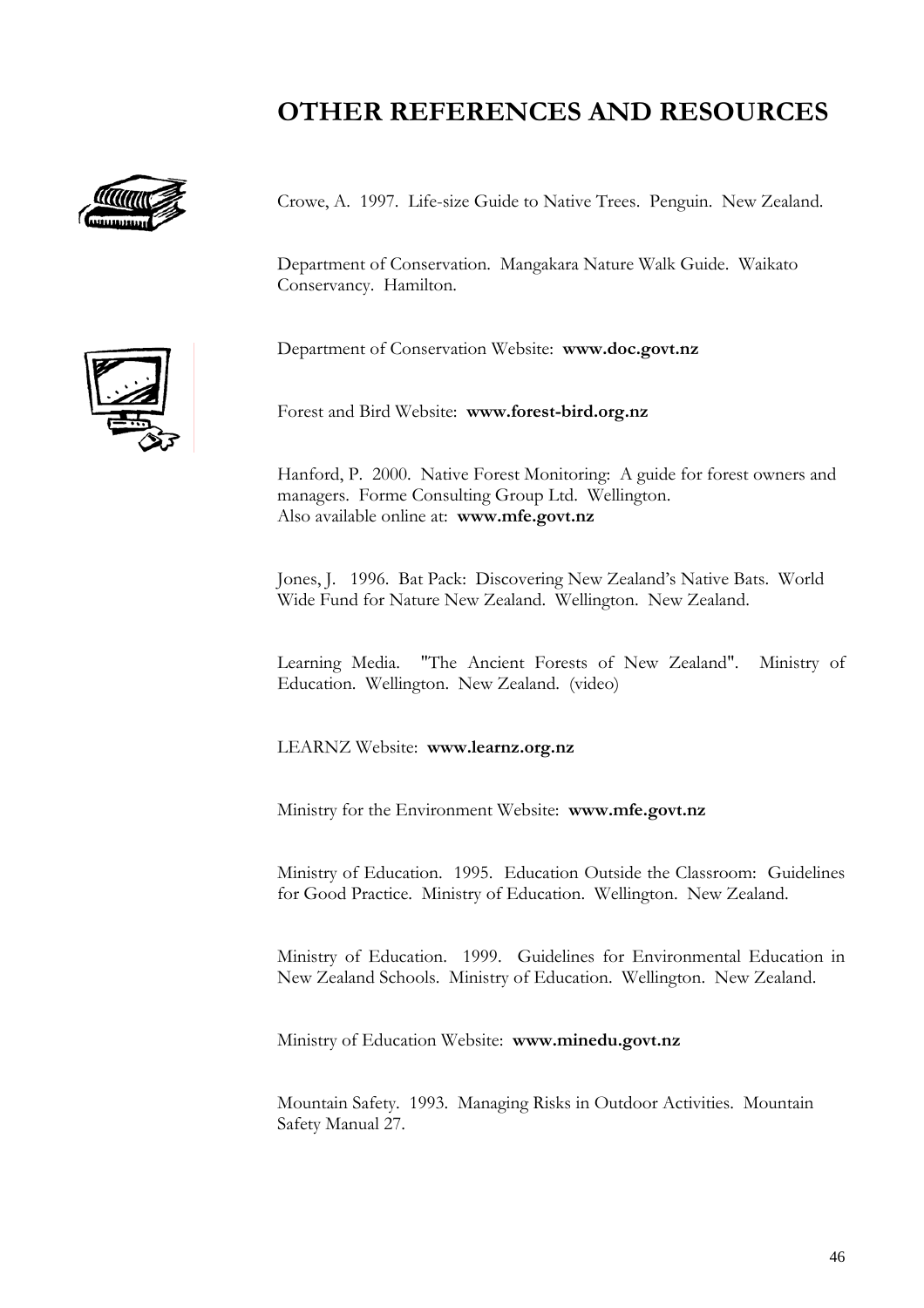# OTHER REFERENCES AND RESOURCES

Crowe, A. 1997. Life-size Guide to Native Trees. Penguin. New Zealand.

Department of Conservation. Mangakara Nature Walk Guide. Waikato Conservancy. Hamilton.

Department of Conservation Website: **www.doc.govt.nz**

Forest and Bird Website: **www.forest-bird.org.nz**

Hanford, P. 2000. Native Forest Monitoring: A guide for forest owners and managers. Forme Consulting Group Ltd. Wellington.
Also available online at: **www.mfe.govt.nz**

Jones, J. 1996. Bat Pack: Discovering New Zealand's Native Bats. World Wide Fund for Nature New Zealand. Wellington. New Zealand.

Learning Media. "The Ancient Forests of New Zealand". Ministry of Education. Wellington. New Zealand. (video)

LEARNZ Website: **www.learnz.org.nz**

Ministry for the Environment Website: **www.mfe.govt.nz**

Ministry of Education. 1995. Education Outside the Classroom: Guidelines for Good Practice. Ministry of Education. Wellington. New Zealand.

Ministry of Education. 1999. Guidelines for Environmental Education in New Zealand Schools. Ministry of Education. Wellington. New Zealand.

Ministry of Education Website: **www.minedu.govt.nz**

Mountain Safety. 1993. Managing Risks in Outdoor Activities. Mountain Safety Manual 27.